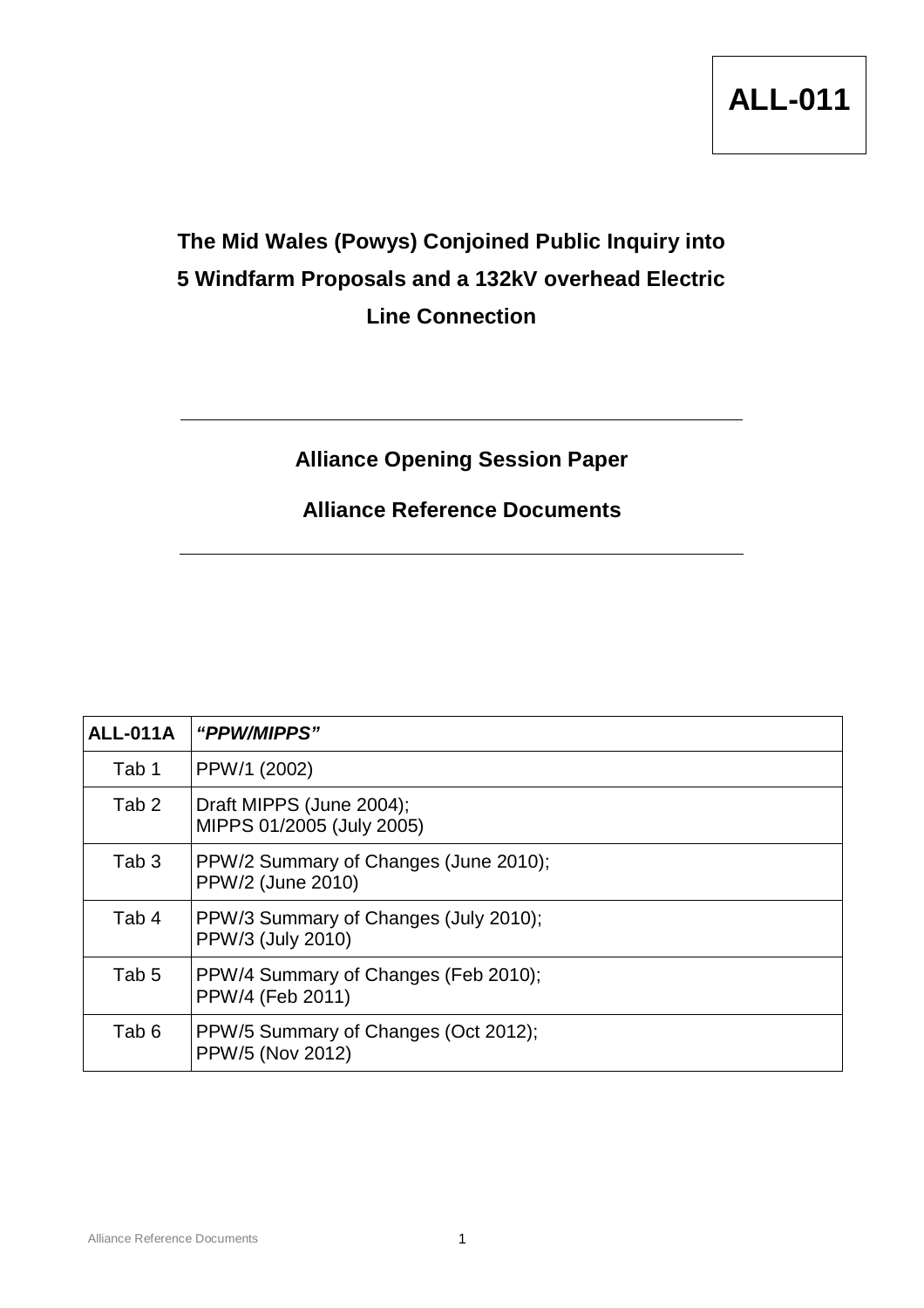**ALL-011**

# The Mid Wales (Powys) Conjoined Public Inquiry into 5 Windfarm Proposals and a 132kV overhead Electric Line Connection

## Alliance Opening Session Paper

## Alliance Reference Documents

| **ALL-011A** | ***"PPW/MIPPS"*** |
|---|---|
| Tab 1 | PPW/1 (2002) |
| Tab 2 | Draft MIPPS (June 2004);<br>MIPPS 01/2005 (July 2005) |
| Tab 3 | PPW/2 Summary of Changes (June 2010);<br>PPW/2 (June 2010) |
| Tab 4 | PPW/3 Summary of Changes (July 2010);<br>PPW/3 (July 2010) |
| Tab 5 | PPW/4 Summary of Changes (Feb 2010);<br>PPW/4 (Feb 2011) |
| Tab 6 | PPW/5 Summary of Changes (Oct 2012);<br>PPW/5 (Nov 2012) |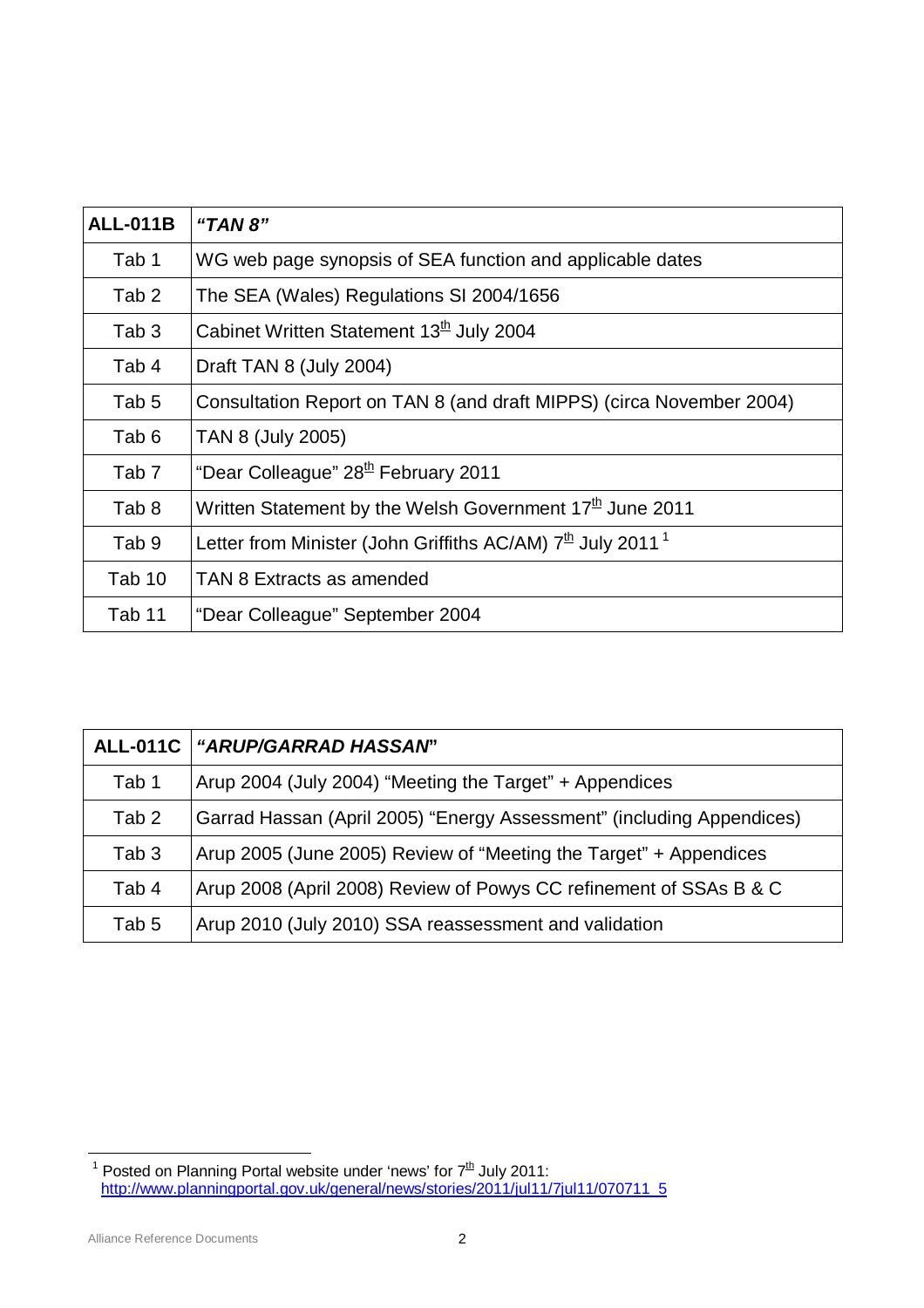| **ALL-011B** | ***"TAN 8"*** |
|---|---|
| Tab 1 | WG web page synopsis of SEA function and applicable dates |
| Tab 2 | The SEA (Wales) Regulations SI 2004/1656 |
| Tab 3 | Cabinet Written Statement 13th July 2004 |
| Tab 4 | Draft TAN 8 (July 2004) |
| Tab 5 | Consultation Report on TAN 8 (and draft MIPPS) (circa November 2004) |
| Tab 6 | TAN 8 (July 2005) |
| Tab 7 | "Dear Colleague" 28th February 2011 |
| Tab 8 | Written Statement by the Welsh Government 17th June 2011 |
| Tab 9 | Letter from Minister (John Griffiths AC/AM) 7th July 2011 [1] |
| Tab 10 | TAN 8 Extracts as amended |
| Tab 11 | "Dear Colleague" September 2004 |

| **ALL-011C** | ***"ARUP/GARRAD HASSAN*"** |
|---|---|
| Tab 1 | Arup 2004 (July 2004) "Meeting the Target" + Appendices |
| Tab 2 | Garrad Hassan (April 2005) "Energy Assessment" (including Appendices) |
| Tab 3 | Arup 2005 (June 2005) Review of "Meeting the Target" + Appendices |
| Tab 4 | Arup 2008 (April 2008) Review of Powys CC refinement of SSAs B & C |
| Tab 5 | Arup 2010 (July 2010) SSA reassessment and validation |

[1] Posted on Planning Portal website under 'news' for 7th July 2011: http://www.planningportal.gov.uk/general/news/stories/2011/jul11/7jul11/070711_5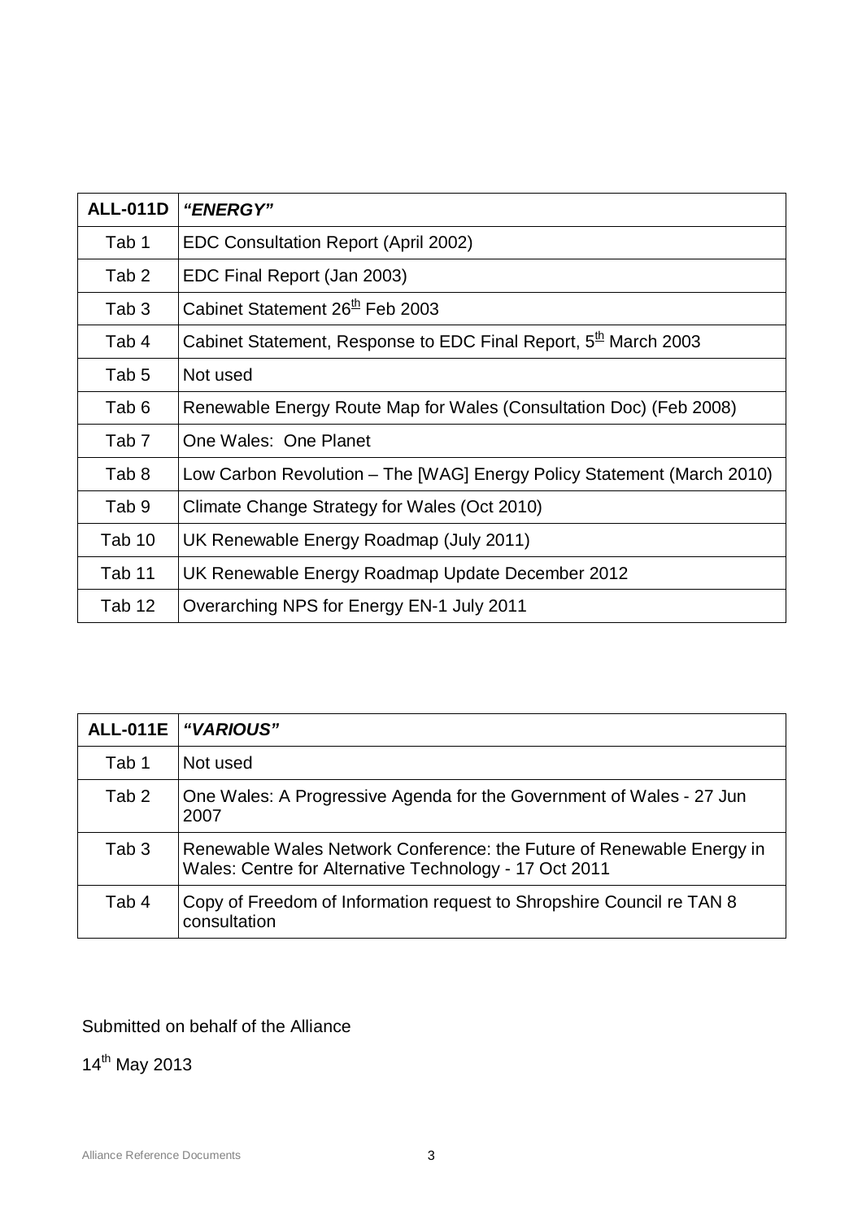| **ALL-011D** | ***"ENERGY"*** |
|---|---|
| Tab 1 | EDC Consultation Report (April 2002) |
| Tab 2 | EDC Final Report (Jan 2003) |
| Tab 3 | Cabinet Statement 26th Feb 2003 |
| Tab 4 | Cabinet Statement, Response to EDC Final Report, 5th March 2003 |
| Tab 5 | Not used |
| Tab 6 | Renewable Energy Route Map for Wales (Consultation Doc) (Feb 2008) |
| Tab 7 | One Wales: One Planet |
| Tab 8 | Low Carbon Revolution – The [WAG] Energy Policy Statement (March 2010) |
| Tab 9 | Climate Change Strategy for Wales (Oct 2010) |
| Tab 10 | UK Renewable Energy Roadmap (July 2011) |
| Tab 11 | UK Renewable Energy Roadmap Update December 2012 |
| Tab 12 | Overarching NPS for Energy EN-1 July 2011 |

| **ALL-011E** | ***"VARIOUS"*** |
|---|---|
| Tab 1 | Not used |
| Tab 2 | One Wales: A Progressive Agenda for the Government of Wales - 27 Jun 2007 |
| Tab 3 | Renewable Wales Network Conference: the Future of Renewable Energy in Wales: Centre for Alternative Technology - 17 Oct 2011 |
| Tab 4 | Copy of Freedom of Information request to Shropshire Council re TAN 8 consultation |

Submitted on behalf of the Alliance

14th May 2013